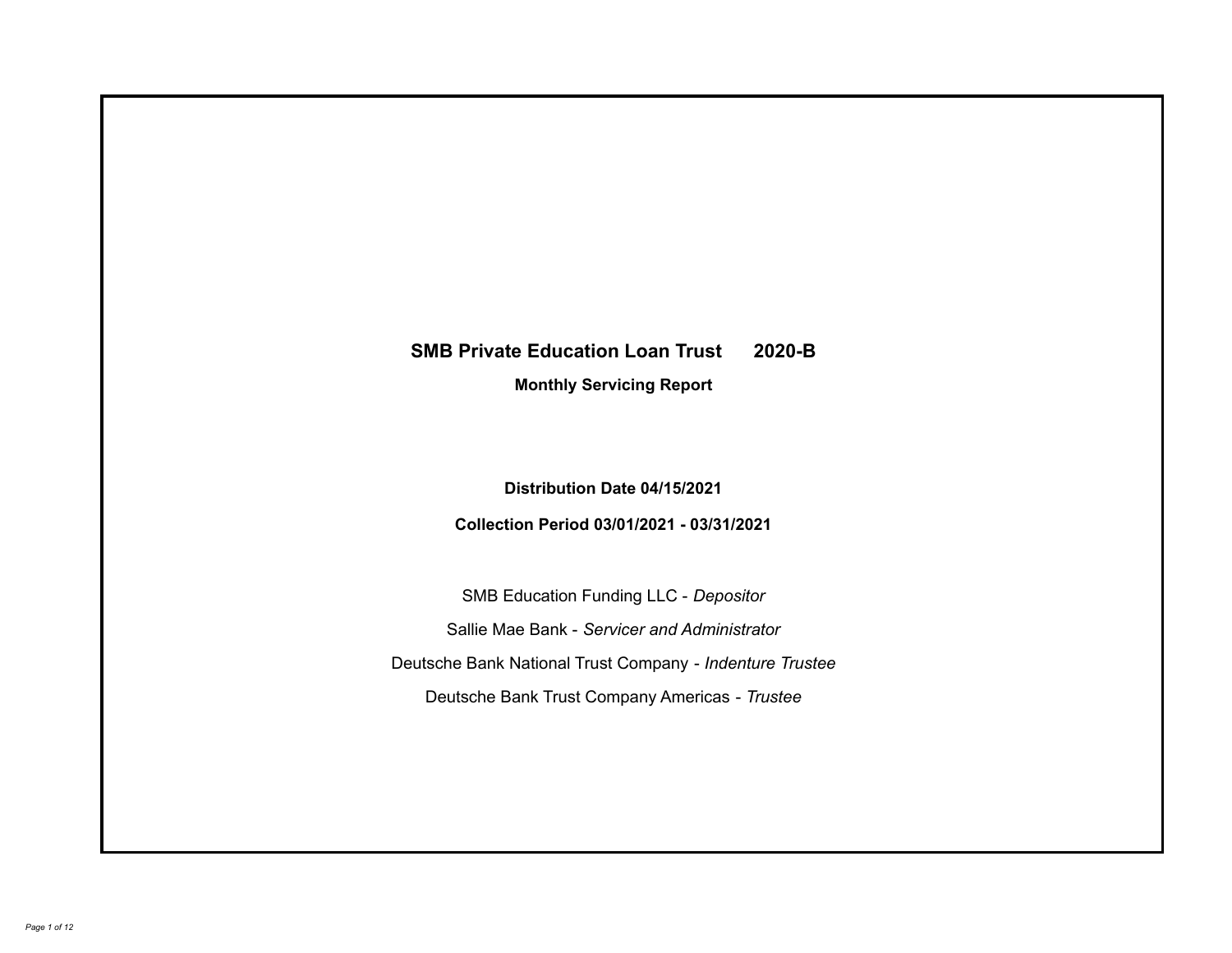# SMB Private Education Loan Trust 2020-B

## Monthly Servicing Report

**Distribution Date 04/15/2021**

**Collection Period 03/01/2021 - 03/31/2021**

SMB Education Funding LLC - *Depositor*

Sallie Mae Bank - *Servicer and Administrator*

Deutsche Bank National Trust Company - *Indenture Trustee*

Deutsche Bank Trust Company Americas - *Trustee*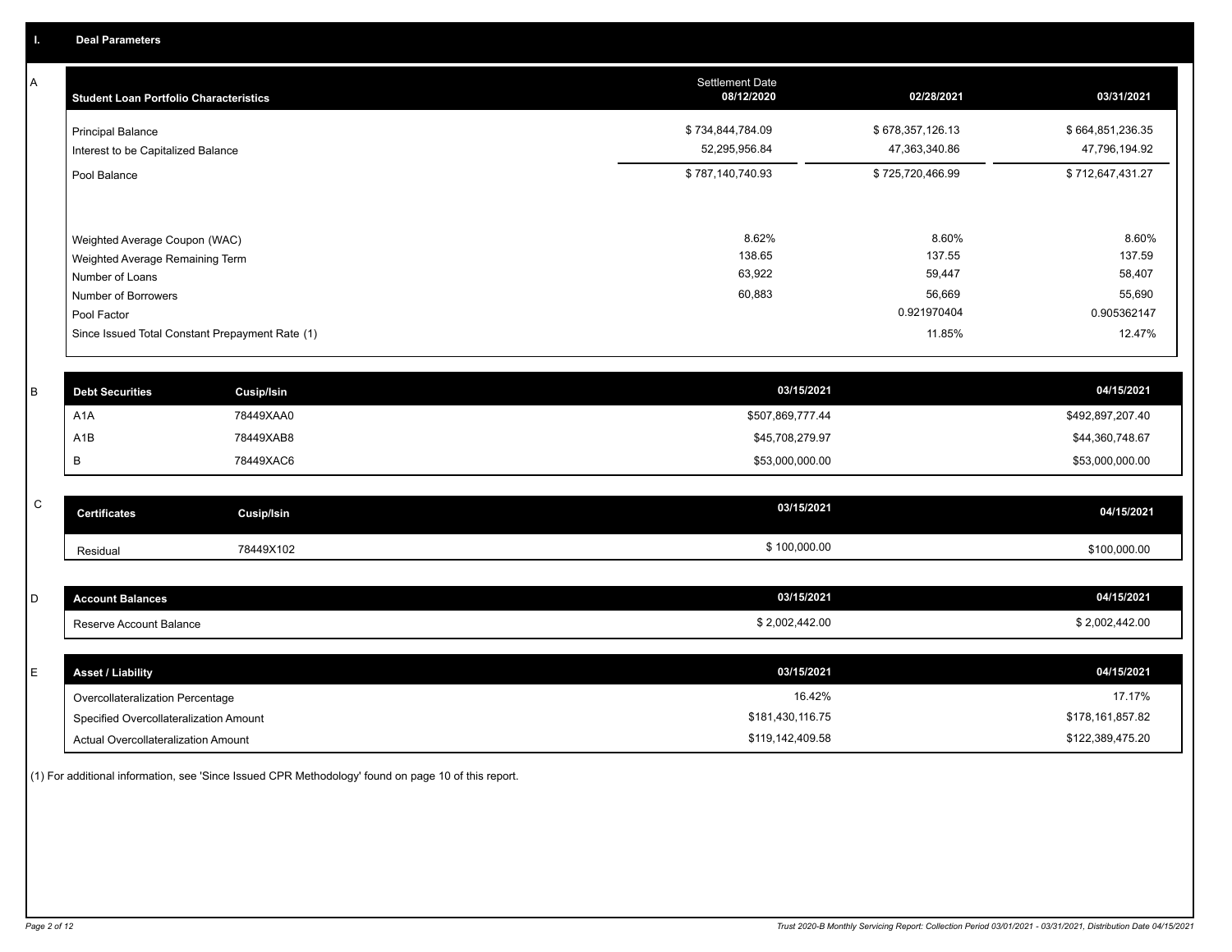## I. Deal Parameters

### A

| Student Loan Portfolio Characteristics | Settlement Date 08/12/2020 | 02/28/2021 | 03/31/2021 |
|---|---|---|---|
| Principal Balance | $ 734,844,784.09 | $ 678,357,126.13 | $ 664,851,236.35 |
| Interest to be Capitalized Balance | 52,295,956.84 | 47,363,340.86 | 47,796,194.92 |
| Pool Balance | $ 787,140,740.93 | $ 725,720,466.99 | $ 712,647,431.27 |
| Weighted Average Coupon (WAC) | 8.62% | 8.60% | 8.60% |
| Weighted Average Remaining Term | 138.65 | 137.55 | 137.59 |
| Number of Loans | 63,922 | 59,447 | 58,407 |
| Number of Borrowers | 60,883 | 56,669 | 55,690 |
| Pool Factor | | 0.921970404 | 0.905362147 |
| Since Issued Total Constant Prepayment Rate (1) | | 11.85% | 12.47% |

### B

| Debt Securities | Cusip/Isin | 03/15/2021 | 04/15/2021 |
|---|---|---|---|
| A1A | 78449XAA0 | $507,869,777.44 | $492,897,207.40 |
| A1B | 78449XAB8 | $45,708,279.97 | $44,360,748.67 |
| B | 78449XAC6 | $53,000,000.00 | $53,000,000.00 |

### C

| Certificates | Cusip/Isin | 03/15/2021 | 04/15/2021 |
|---|---|---|---|
| Residual | 78449X102 | $ 100,000.00 | $100,000.00 |

### D

| Account Balances | 03/15/2021 | 04/15/2021 |
|---|---|---|
| Reserve Account Balance | $ 2,002,442.00 | $ 2,002,442.00 |

### E

| Asset / Liability | 03/15/2021 | 04/15/2021 |
|---|---|---|
| Overcollateralization Percentage | 16.42% | 17.17% |
| Specified Overcollateralization Amount | $181,430,116.75 | $178,161,857.82 |
| Actual Overcollateralization Amount | $119,142,409.58 | $122,389,475.20 |

(1) For additional information, see 'Since Issued CPR Methodology' found on page 10 of this report.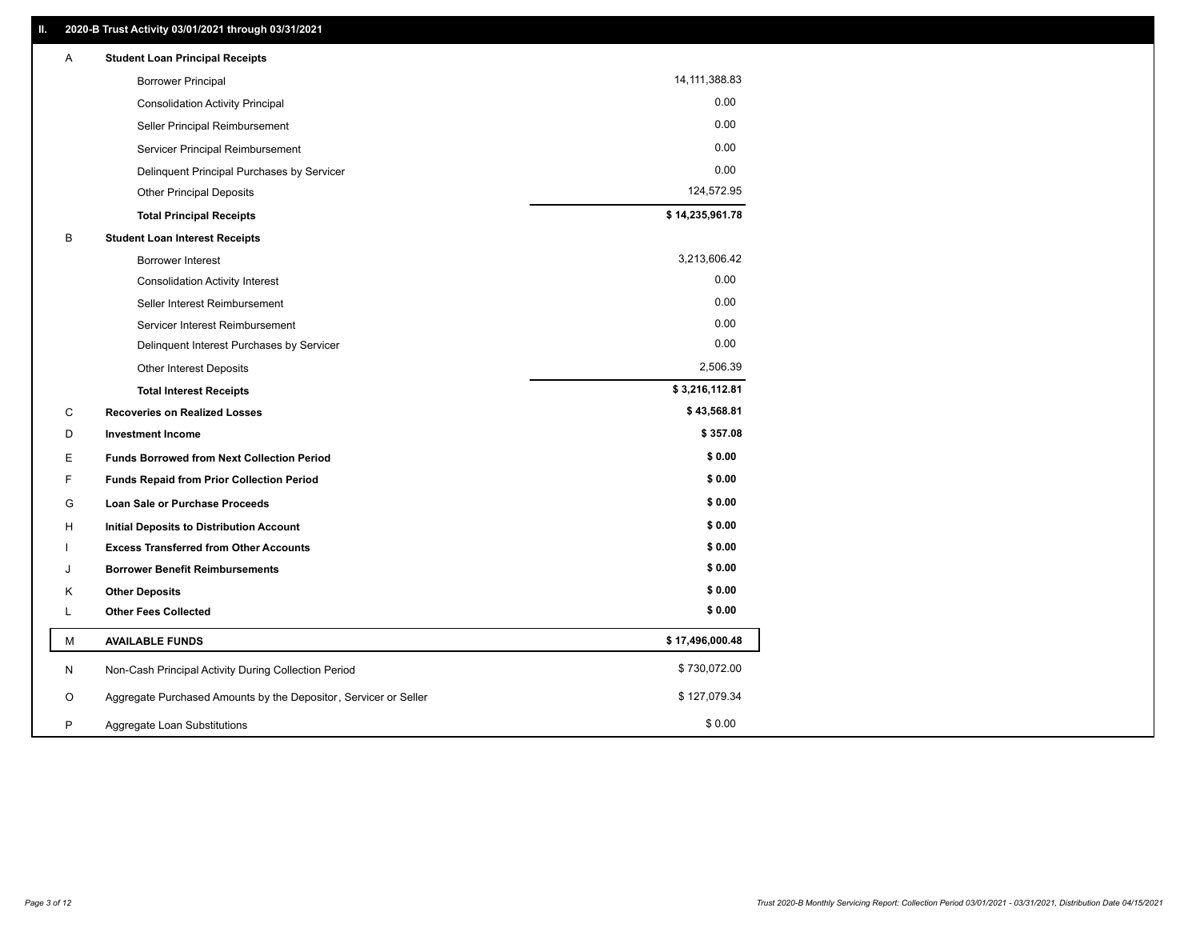## II. 2020-B Trust Activity 03/01/2021 through 03/31/2021

| | | |
|---|---|---|
| A | **Student Loan Principal Receipts** | |
| | Borrower Principal | 14,111,388.83 |
| | Consolidation Activity Principal | 0.00 |
| | Seller Principal Reimbursement | 0.00 |
| | Servicer Principal Reimbursement | 0.00 |
| | Delinquent Principal Purchases by Servicer | 0.00 |
| | Other Principal Deposits | 124,572.95 |
| | **Total Principal Receipts** | **$ 14,235,961.78** |
| B | **Student Loan Interest Receipts** | |
| | Borrower Interest | 3,213,606.42 |
| | Consolidation Activity Interest | 0.00 |
| | Seller Interest Reimbursement | 0.00 |
| | Servicer Interest Reimbursement | 0.00 |
| | Delinquent Interest Purchases by Servicer | 0.00 |
| | Other Interest Deposits | 2,506.39 |
| | **Total Interest Receipts** | **$ 3,216,112.81** |
| C | **Recoveries on Realized Losses** | **$ 43,568.81** |
| D | **Investment Income** | **$ 357.08** |
| E | **Funds Borrowed from Next Collection Period** | **$ 0.00** |
| F | **Funds Repaid from Prior Collection Period** | **$ 0.00** |
| G | **Loan Sale or Purchase Proceeds** | **$ 0.00** |
| H | **Initial Deposits to Distribution Account** | **$ 0.00** |
| I | **Excess Transferred from Other Accounts** | **$ 0.00** |
| J | **Borrower Benefit Reimbursements** | **$ 0.00** |
| K | **Other Deposits** | **$ 0.00** |
| L | **Other Fees Collected** | **$ 0.00** |
| M | **AVAILABLE FUNDS** | **$ 17,496,000.48** |
| N | Non-Cash Principal Activity During Collection Period | $ 730,072.00 |
| O | Aggregate Purchased Amounts by the Depositor, Servicer or Seller | $ 127,079.34 |
| P | Aggregate Loan Substitutions | $ 0.00 |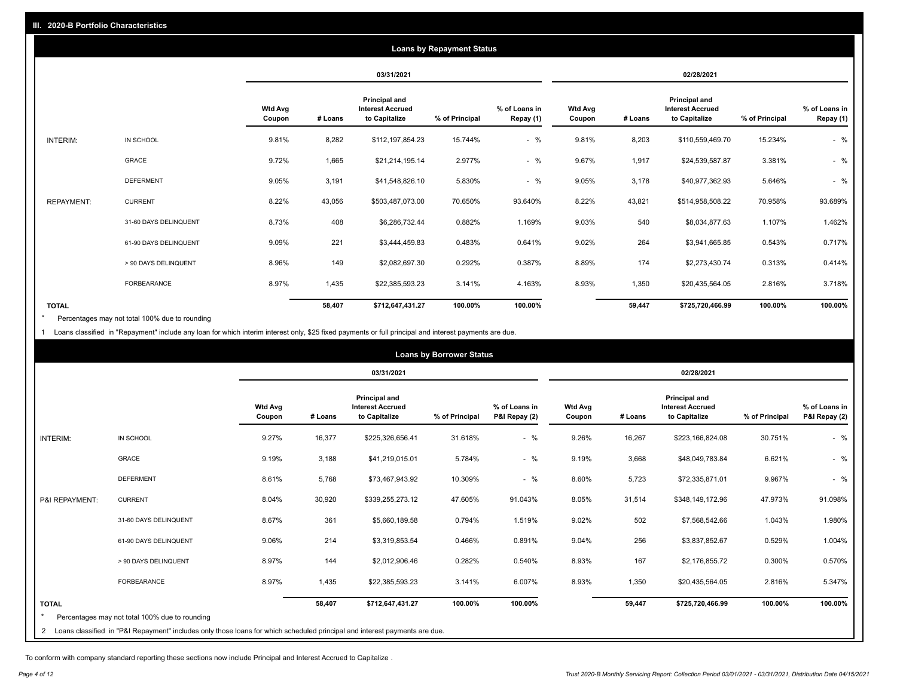## III. 2020-B Portfolio Characteristics

### Loans by Repayment Status

| | | 03/31/2021 | | | | | 02/28/2021 | | | | |
|---|---|---|---|---|---|---|---|---|---|---|---|
| | | Wtd Avg Coupon | # Loans | Principal and Interest Accrued to Capitalize | % of Principal | % of Loans in Repay (1) | Wtd Avg Coupon | # Loans | Principal and Interest Accrued to Capitalize | % of Principal | % of Loans in Repay (1) |
| INTERIM: | IN SCHOOL | 9.81% | 8,282 | $112,197,854.23 | 15.744% | - % | 9.81% | 8,203 | $110,559,469.70 | 15.234% | - % |
| | GRACE | 9.72% | 1,665 | $21,214,195.14 | 2.977% | - % | 9.67% | 1,917 | $24,539,587.87 | 3.381% | - % |
| | DEFERMENT | 9.05% | 3,191 | $41,548,826.10 | 5.830% | - % | 9.05% | 3,178 | $40,977,362.93 | 5.646% | - % |
| REPAYMENT: | CURRENT | 8.22% | 43,056 | $503,487,073.00 | 70.650% | 93.640% | 8.22% | 43,821 | $514,958,508.22 | 70.958% | 93.689% |
| | 31-60 DAYS DELINQUENT | 8.73% | 408 | $6,286,732.44 | 0.882% | 1.169% | 9.03% | 540 | $8,034,877.63 | 1.107% | 1.462% |
| | 61-90 DAYS DELINQUENT | 9.09% | 221 | $3,444,459.83 | 0.483% | 0.641% | 9.02% | 264 | $3,941,665.85 | 0.543% | 0.717% |
| | > 90 DAYS DELINQUENT | 8.96% | 149 | $2,082,697.30 | 0.292% | 0.387% | 8.89% | 174 | $2,273,430.74 | 0.313% | 0.414% |
| | FORBEARANCE | 8.97% | 1,435 | $22,385,593.23 | 3.141% | 4.163% | 8.93% | 1,350 | $20,435,564.05 | 2.816% | 3.718% |
| **TOTAL** | | | **58,407** | **$712,647,431.27** | **100.00%** | **100.00%** | | **59,447** | **$725,720,466.99** | **100.00%** | **100.00%** |

\* Percentages may not total 100% due to rounding

1 Loans classified in "Repayment" include any loan for which interim interest only, $25 fixed payments or full principal and interest payments are due.

### Loans by Borrower Status

| | | 03/31/2021 | | | | | 02/28/2021 | | | | |
|---|---|---|---|---|---|---|---|---|---|---|---|
| | | Wtd Avg Coupon | # Loans | Principal and Interest Accrued to Capitalize | % of Principal | % of Loans in P&I Repay (2) | Wtd Avg Coupon | # Loans | Principal and Interest Accrued to Capitalize | % of Principal | % of Loans in P&I Repay (2) |
| INTERIM: | IN SCHOOL | 9.27% | 16,377 | $225,326,656.41 | 31.618% | - % | 9.26% | 16,267 | $223,166,824.08 | 30.751% | - % |
| | GRACE | 9.19% | 3,188 | $41,219,015.01 | 5.784% | - % | 9.19% | 3,668 | $48,049,783.84 | 6.621% | - % |
| | DEFERMENT | 8.61% | 5,768 | $73,467,943.92 | 10.309% | - % | 8.60% | 5,723 | $72,335,871.01 | 9.967% | - % |
| P&I REPAYMENT: | CURRENT | 8.04% | 30,920 | $339,255,273.12 | 47.605% | 91.043% | 8.05% | 31,514 | $348,149,172.96 | 47.973% | 91.098% |
| | 31-60 DAYS DELINQUENT | 8.67% | 361 | $5,660,189.58 | 0.794% | 1.519% | 9.02% | 502 | $7,568,542.66 | 1.043% | 1.980% |
| | 61-90 DAYS DELINQUENT | 9.06% | 214 | $3,319,853.54 | 0.466% | 0.891% | 9.04% | 256 | $3,837,852.67 | 0.529% | 1.004% |
| | > 90 DAYS DELINQUENT | 8.97% | 144 | $2,012,906.46 | 0.282% | 0.540% | 8.93% | 167 | $2,176,855.72 | 0.300% | 0.570% |
| | FORBEARANCE | 8.97% | 1,435 | $22,385,593.23 | 3.141% | 6.007% | 8.93% | 1,350 | $20,435,564.05 | 2.816% | 5.347% |
| **TOTAL** | | | **58,407** | **$712,647,431.27** | **100.00%** | **100.00%** | | **59,447** | **$725,720,466.99** | **100.00%** | **100.00%** |

\* Percentages may not total 100% due to rounding

2 Loans classified in "P&I Repayment" includes only those loans for which scheduled principal and interest payments are due.

To conform with company standard reporting these sections now include Principal and Interest Accrued to Capitalize .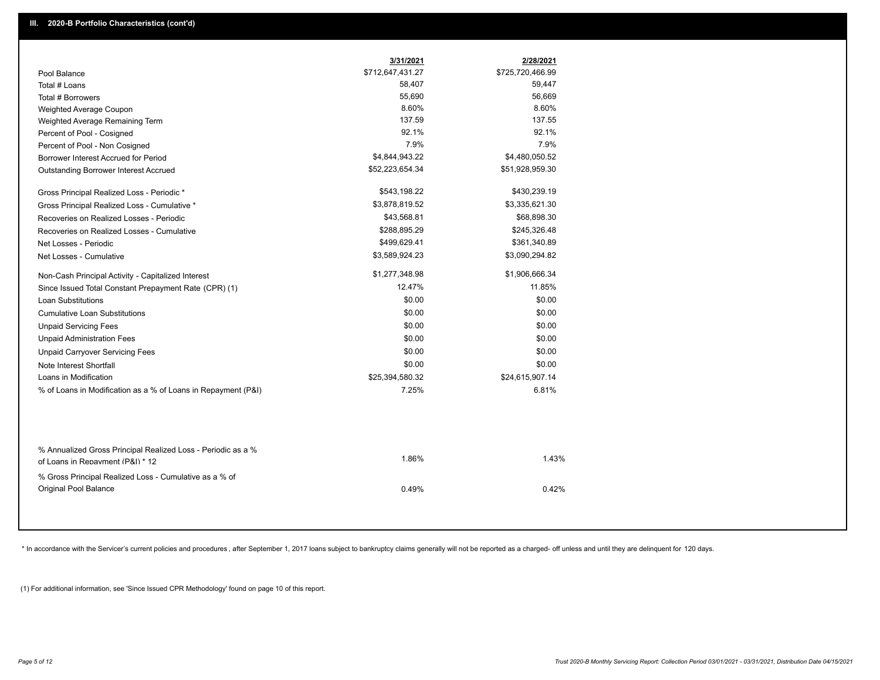## III. 2020-B Portfolio Characteristics (cont'd)

| | 3/31/2021 | 2/28/2021 |
|---|---|---|
| Pool Balance | $712,647,431.27 | $725,720,466.99 |
| Total # Loans | 58,407 | 59,447 |
| Total # Borrowers | 55,690 | 56,669 |
| Weighted Average Coupon | 8.60% | 8.60% |
| Weighted Average Remaining Term | 137.59 | 137.55 |
| Percent of Pool - Cosigned | 92.1% | 92.1% |
| Percent of Pool - Non Cosigned | 7.9% | 7.9% |
| Borrower Interest Accrued for Period | $4,844,943.22 | $4,480,050.52 |
| Outstanding Borrower Interest Accrued | $52,223,654.34 | $51,928,959.30 |
| Gross Principal Realized Loss - Periodic * | $543,198.22 | $430,239.19 |
| Gross Principal Realized Loss - Cumulative * | $3,878,819.52 | $3,335,621.30 |
| Recoveries on Realized Losses - Periodic | $43,568.81 | $68,898.30 |
| Recoveries on Realized Losses - Cumulative | $288,895.29 | $245,326.48 |
| Net Losses - Periodic | $499,629.41 | $361,340.89 |
| Net Losses - Cumulative | $3,589,924.23 | $3,090,294.82 |
| Non-Cash Principal Activity - Capitalized Interest | $1,277,348.98 | $1,906,666.34 |
| Since Issued Total Constant Prepayment Rate (CPR) (1) | 12.47% | 11.85% |
| Loan Substitutions | $0.00 | $0.00 |
| Cumulative Loan Substitutions | $0.00 | $0.00 |
| Unpaid Servicing Fees | $0.00 | $0.00 |
| Unpaid Administration Fees | $0.00 | $0.00 |
| Unpaid Carryover Servicing Fees | $0.00 | $0.00 |
| Note Interest Shortfall | $0.00 | $0.00 |
| Loans in Modification | $25,394,580.32 | $24,615,907.14 |
| % of Loans in Modification as a % of Loans in Repayment (P&I) | 7.25% | 6.81% |
| % Annualized Gross Principal Realized Loss - Periodic as a % of Loans in Repayment (P&I) * 12 | 1.86% | 1.43% |
| % Gross Principal Realized Loss - Cumulative as a % of Original Pool Balance | 0.49% | 0.42% |

* In accordance with the Servicer's current policies and procedures , after September 1, 2017 loans subject to bankruptcy claims generally will not be reported as a charged- off unless and until they are delinquent for 120 days.

(1) For additional information, see 'Since Issued CPR Methodology' found on page 10 of this report.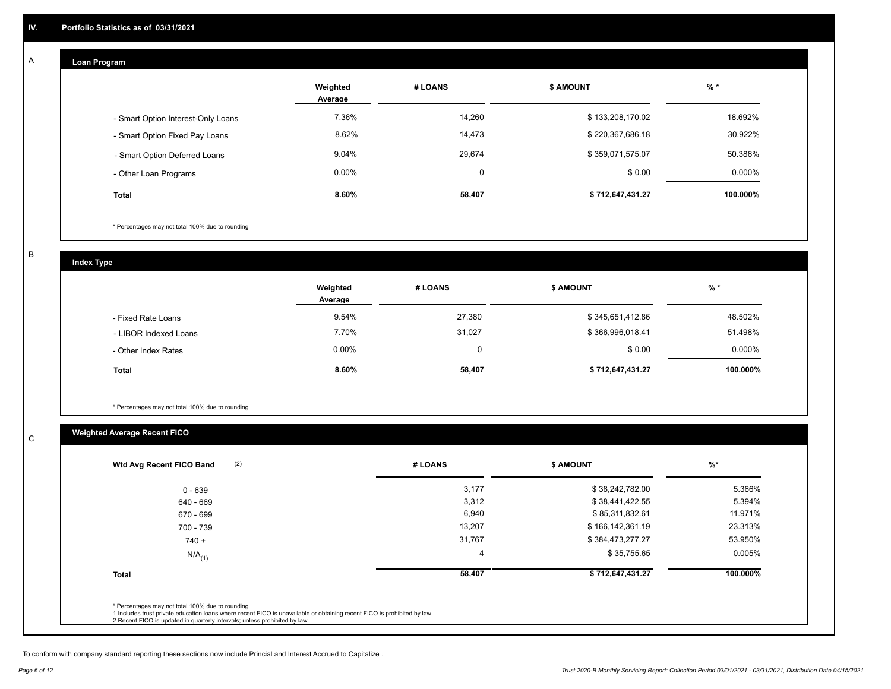## IV. Portfolio Statistics as of 03/31/2021

### A Loan Program

| | Weighted Average | # LOANS | $ AMOUNT | % * |
|---|---|---|---|---|
| - Smart Option Interest-Only Loans | 7.36% | 14,260 | $ 133,208,170.02 | 18.692% |
| - Smart Option Fixed Pay Loans | 8.62% | 14,473 | $ 220,367,686.18 | 30.922% |
| - Smart Option Deferred Loans | 9.04% | 29,674 | $ 359,071,575.07 | 50.386% |
| - Other Loan Programs | 0.00% | 0 | $ 0.00 | 0.000% |
| **Total** | **8.60%** | **58,407** | **$ 712,647,431.27** | **100.000%** |

\* Percentages may not total 100% due to rounding

### B Index Type

| | Weighted Average | # LOANS | $ AMOUNT | % * |
|---|---|---|---|---|
| - Fixed Rate Loans | 9.54% | 27,380 | $ 345,651,412.86 | 48.502% |
| - LIBOR Indexed Loans | 7.70% | 31,027 | $ 366,996,018.41 | 51.498% |
| - Other Index Rates | 0.00% | 0 | $ 0.00 | 0.000% |
| **Total** | **8.60%** | **58,407** | **$ 712,647,431.27** | **100.000%** |

\* Percentages may not total 100% due to rounding

### C Weighted Average Recent FICO

| Wtd Avg Recent FICO Band (2) | # LOANS | $ AMOUNT | %* |
|---|---|---|---|
| 0 - 639 | 3,177 | $ 38,242,782.00 | 5.366% |
| 640 - 669 | 3,312 | $ 38,441,422.55 | 5.394% |
| 670 - 699 | 6,940 | $ 85,311,832.61 | 11.971% |
| 700 - 739 | 13,207 | $ 166,142,361.19 | 23.313% |
| 740 + | 31,767 | $ 384,473,277.27 | 53.950% |
| N/A(1) | 4 | $ 35,755.65 | 0.005% |
| **Total** | **58,407** | **$ 712,647,431.27** | **100.000%** |

\* Percentages may not total 100% due to rounding
1 Includes trust private education loans where recent FICO is unavailable or obtaining recent FICO is prohibited by law
2 Recent FICO is updated in quarterly intervals; unless prohibited by law

To conform with company standard reporting these sections now include Princial and Interest Accrued to Capitalize .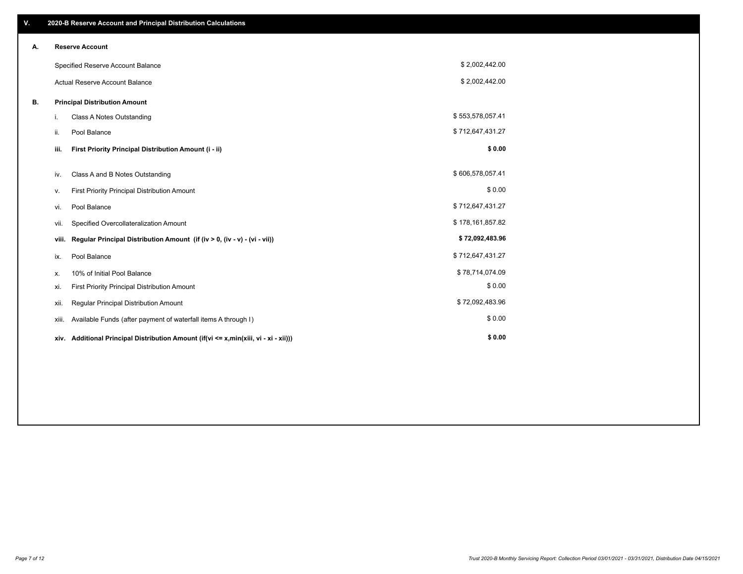## V. 2020-B Reserve Account and Principal Distribution Calculations

### A. Reserve Account

| | |
|---|---|
| Specified Reserve Account Balance | $ 2,002,442.00 |
| Actual Reserve Account Balance | $ 2,002,442.00 |

### B. Principal Distribution Amount

| | | |
|---|---|---|
| i. | Class A Notes Outstanding | $ 553,578,057.41 |
| ii. | Pool Balance | $ 712,647,431.27 |
| **iii.** | **First Priority Principal Distribution Amount (i - ii)** | **$ 0.00** |
| iv. | Class A and B Notes Outstanding | $ 606,578,057.41 |
| v. | First Priority Principal Distribution Amount | $ 0.00 |
| vi. | Pool Balance | $ 712,647,431.27 |
| vii. | Specified Overcollateralization Amount | $ 178,161,857.82 |
| **viii.** | **Regular Principal Distribution Amount (if (iv > 0, (iv - v) - (vi - vii))** | **$ 72,092,483.96** |
| ix. | Pool Balance | $ 712,647,431.27 |
| x. | 10% of Initial Pool Balance | $ 78,714,074.09 |
| xi. | First Priority Principal Distribution Amount | $ 0.00 |
| xii. | Regular Principal Distribution Amount | $ 72,092,483.96 |
| xiii. | Available Funds (after payment of waterfall items A through I) | $ 0.00 |
| **xiv.** | **Additional Principal Distribution Amount (if(vi <= x,min(xiii, vi - xi - xii)))** | **$ 0.00** |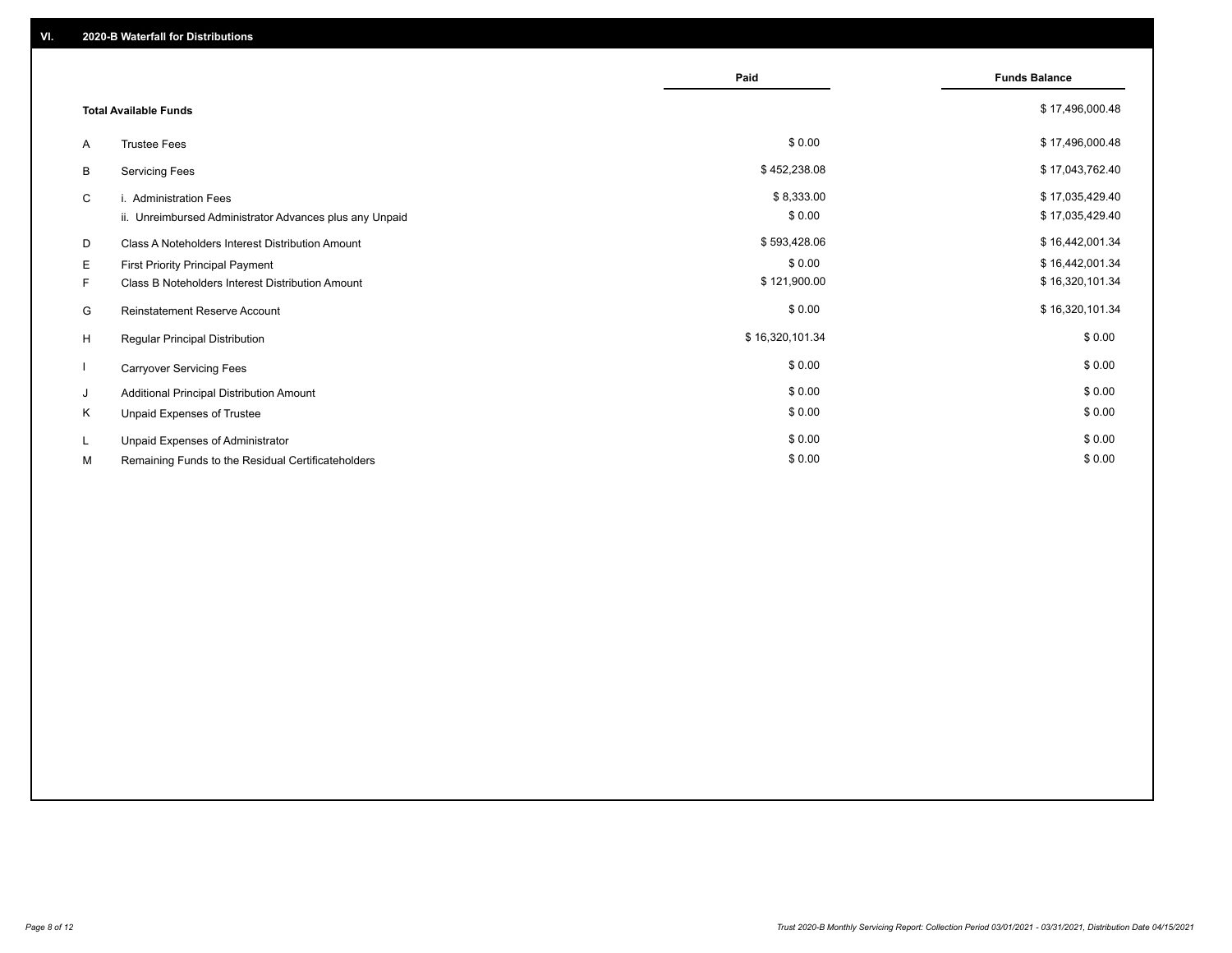## VI. 2020-B Waterfall for Distributions

| | | Paid | Funds Balance |
|---|---|---|---|
| | **Total Available Funds** | | $ 17,496,000.48 |
| A | Trustee Fees | $ 0.00 | $ 17,496,000.48 |
| B | Servicing Fees | $ 452,238.08 | $ 17,043,762.40 |
| C | i. Administration Fees | $ 8,333.00 | $ 17,035,429.40 |
| | ii. Unreimbursed Administrator Advances plus any Unpaid | $ 0.00 | $ 17,035,429.40 |
| D | Class A Noteholders Interest Distribution Amount | $ 593,428.06 | $ 16,442,001.34 |
| E | First Priority Principal Payment | $ 0.00 | $ 16,442,001.34 |
| F | Class B Noteholders Interest Distribution Amount | $ 121,900.00 | $ 16,320,101.34 |
| G | Reinstatement Reserve Account | $ 0.00 | $ 16,320,101.34 |
| H | Regular Principal Distribution | $ 16,320,101.34 | $ 0.00 |
| I | Carryover Servicing Fees | $ 0.00 | $ 0.00 |
| J | Additional Principal Distribution Amount | $ 0.00 | $ 0.00 |
| K | Unpaid Expenses of Trustee | $ 0.00 | $ 0.00 |
| L | Unpaid Expenses of Administrator | $ 0.00 | $ 0.00 |
| M | Remaining Funds to the Residual Certificateholders | $ 0.00 | $ 0.00 |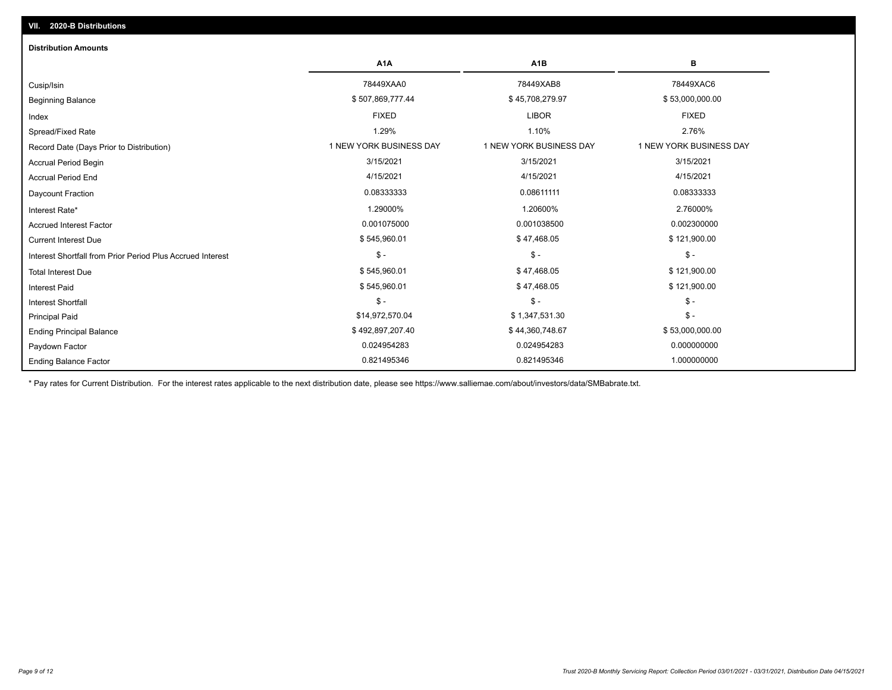## VII. 2020-B Distributions

### Distribution Amounts

| | A1A | A1B | B |
|---|---|---|---|
| Cusip/Isin | 78449XAA0 | 78449XAB8 | 78449XAC6 |
| Beginning Balance | $ 507,869,777.44 | $ 45,708,279.97 | $ 53,000,000.00 |
| Index | FIXED | LIBOR | FIXED |
| Spread/Fixed Rate | 1.29% | 1.10% | 2.76% |
| Record Date (Days Prior to Distribution) | 1 NEW YORK BUSINESS DAY | 1 NEW YORK BUSINESS DAY | 1 NEW YORK BUSINESS DAY |
| Accrual Period Begin | 3/15/2021 | 3/15/2021 | 3/15/2021 |
| Accrual Period End | 4/15/2021 | 4/15/2021 | 4/15/2021 |
| Daycount Fraction | 0.08333333 | 0.08611111 | 0.08333333 |
| Interest Rate* | 1.29000% | 1.20600% | 2.76000% |
| Accrued Interest Factor | 0.001075000 | 0.001038500 | 0.002300000 |
| Current Interest Due | $ 545,960.01 | $ 47,468.05 | $ 121,900.00 |
| Interest Shortfall from Prior Period Plus Accrued Interest | $ - | $ - | $ - |
| Total Interest Due | $ 545,960.01 | $ 47,468.05 | $ 121,900.00 |
| Interest Paid | $ 545,960.01 | $ 47,468.05 | $ 121,900.00 |
| Interest Shortfall | $ - | $ - | $ - |
| Principal Paid | $14,972,570.04 | $ 1,347,531.30 | $ - |
| Ending Principal Balance | $ 492,897,207.40 | $ 44,360,748.67 | $ 53,000,000.00 |
| Paydown Factor | 0.024954283 | 0.024954283 | 0.000000000 |
| Ending Balance Factor | 0.821495346 | 0.821495346 | 1.000000000 |

* Pay rates for Current Distribution. For the interest rates applicable to the next distribution date, please see https://www.salliemae.com/about/investors/data/SMBabrate.txt.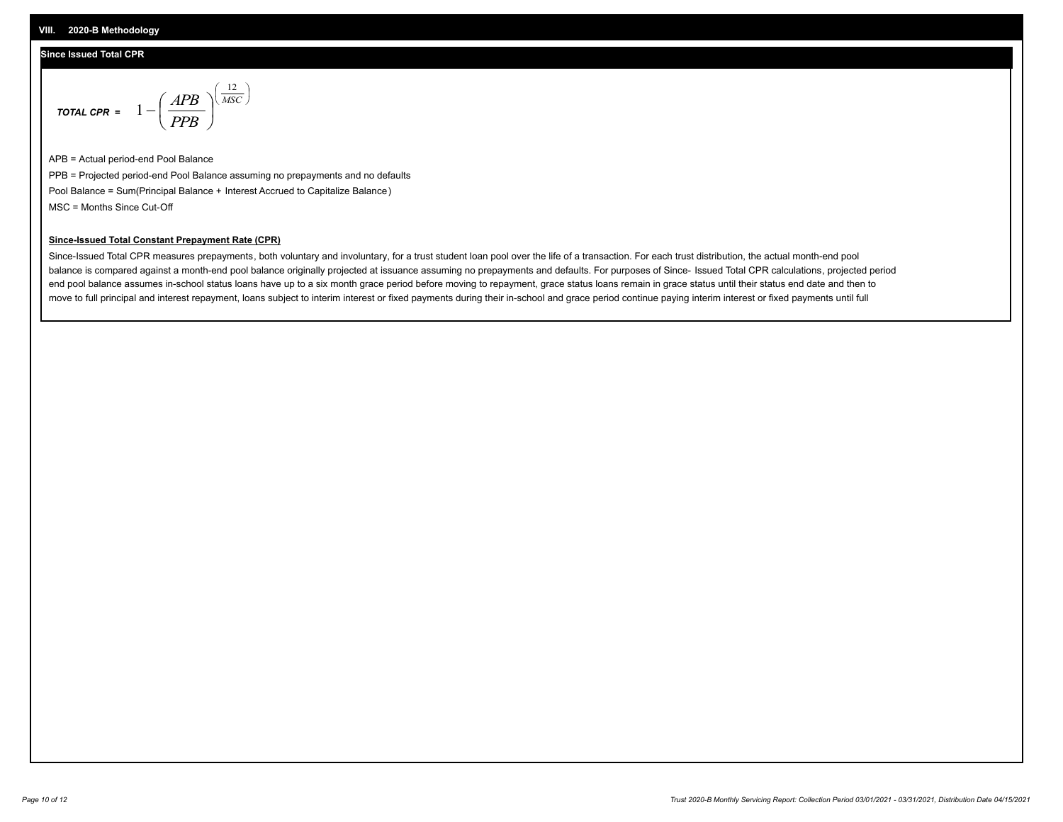## VIII. 2020-B Methodology

### Since Issued Total CPR

$$\textit{TOTAL CPR} = 1 - \left( \frac{APB}{PPB} \right)^{\left( \frac{12}{MSC} \right)}$$

APB = Actual period-end Pool Balance

PPB = Projected period-end Pool Balance assuming no prepayments and no defaults

Pool Balance = Sum(Principal Balance + Interest Accrued to Capitalize Balance)

MSC = Months Since Cut-Off

**Since-Issued Total Constant Prepayment Rate (CPR)**

Since-Issued Total CPR measures prepayments, both voluntary and involuntary, for a trust student loan pool over the life of a transaction. For each trust distribution, the actual month-end pool balance is compared against a month-end pool balance originally projected at issuance assuming no prepayments and defaults. For purposes of Since- Issued Total CPR calculations, projected period end pool balance assumes in-school status loans have up to a six month grace period before moving to repayment, grace status loans remain in grace status until their status end date and then to move to full principal and interest repayment, loans subject to interim interest or fixed payments during their in-school and grace period continue paying interim interest or fixed payments until full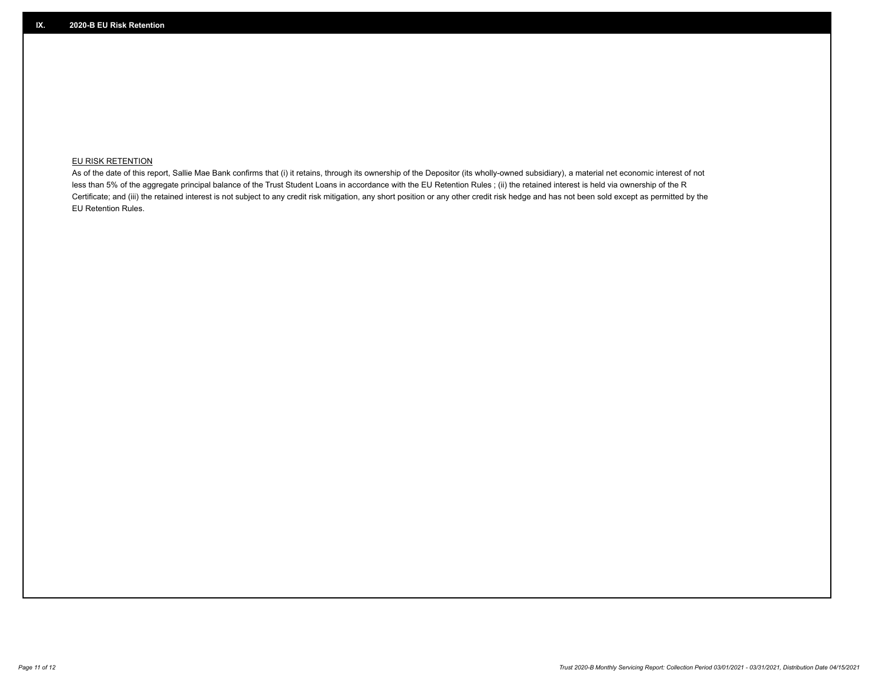## IX. 2020-B EU Risk Retention

EU RISK RETENTION

As of the date of this report, Sallie Mae Bank confirms that (i) it retains, through its ownership of the Depositor (its wholly-owned subsidiary), a material net economic interest of not less than 5% of the aggregate principal balance of the Trust Student Loans in accordance with the EU Retention Rules ; (ii) the retained interest is held via ownership of the R Certificate; and (iii) the retained interest is not subject to any credit risk mitigation, any short position or any other credit risk hedge and has not been sold except as permitted by the EU Retention Rules.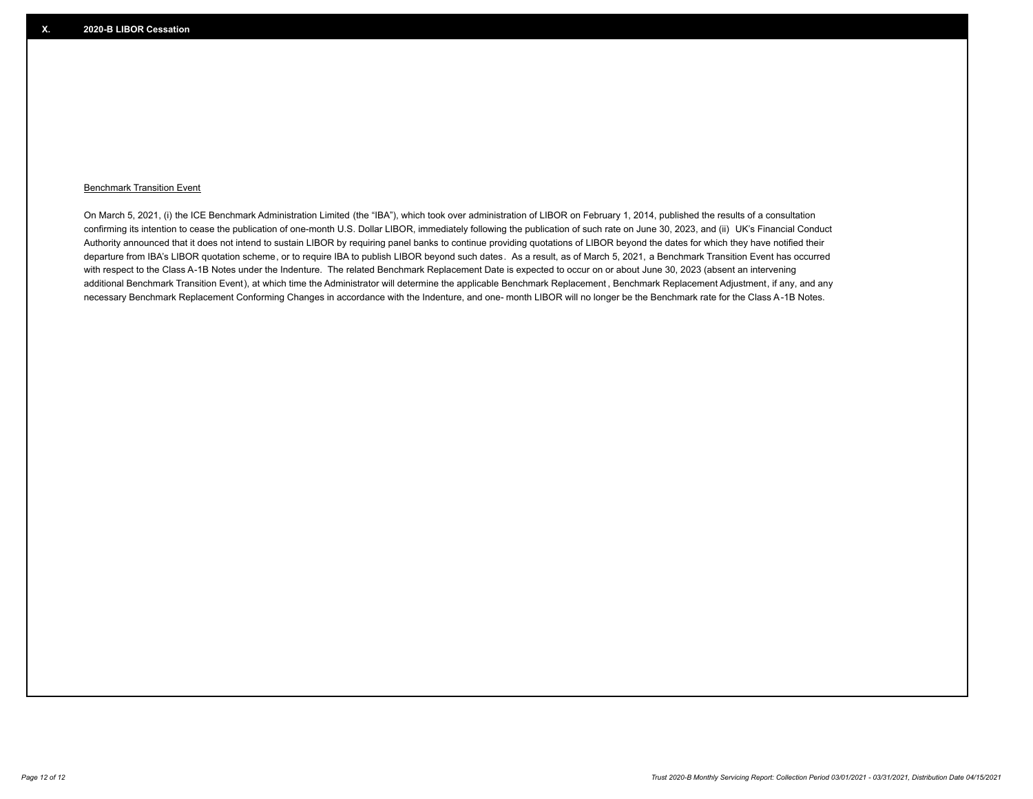## X. 2020-B LIBOR Cessation

Benchmark Transition Event

On March 5, 2021, (i) the ICE Benchmark Administration Limited (the "IBA"), which took over administration of LIBOR on February 1, 2014, published the results of a consultation confirming its intention to cease the publication of one-month U.S. Dollar LIBOR, immediately following the publication of such rate on June 30, 2023, and (ii) UK's Financial Conduct Authority announced that it does not intend to sustain LIBOR by requiring panel banks to continue providing quotations of LIBOR beyond the dates for which they have notified their departure from IBA's LIBOR quotation scheme, or to require IBA to publish LIBOR beyond such dates. As a result, as of March 5, 2021, a Benchmark Transition Event has occurred with respect to the Class A-1B Notes under the Indenture. The related Benchmark Replacement Date is expected to occur on or about June 30, 2023 (absent an intervening additional Benchmark Transition Event), at which time the Administrator will determine the applicable Benchmark Replacement, Benchmark Replacement Adjustment, if any, and any necessary Benchmark Replacement Conforming Changes in accordance with the Indenture, and one- month LIBOR will no longer be the Benchmark rate for the Class A-1B Notes.